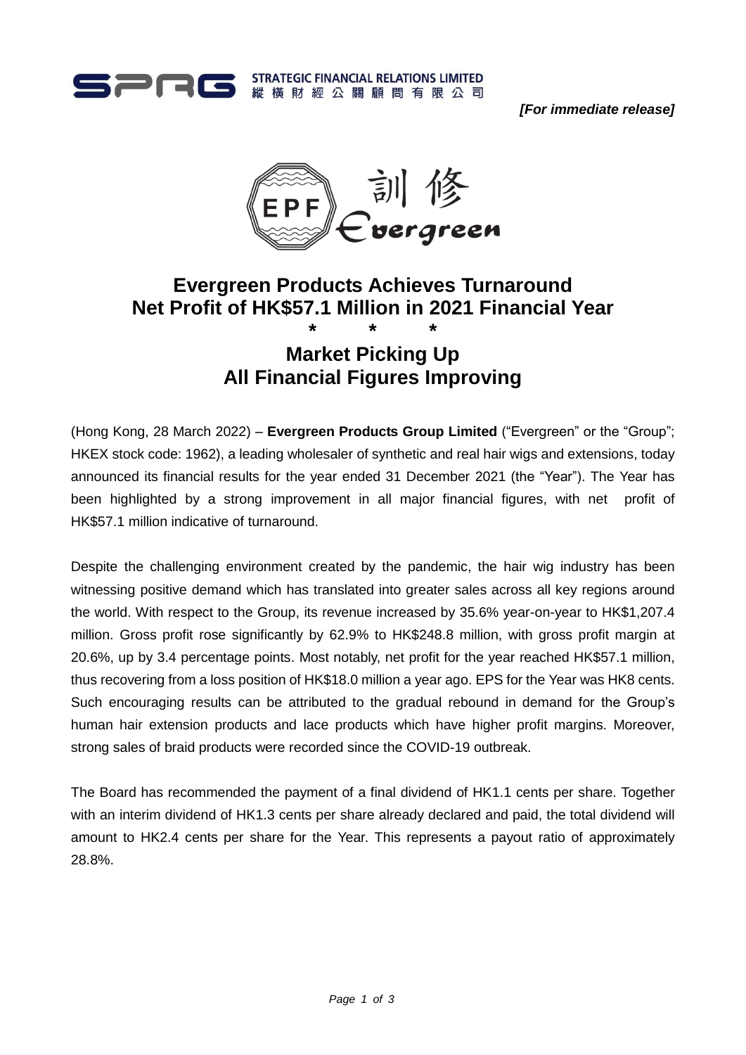STRATEGIC FINANCIAL RELATIONS LIMITED
縱橫財經公關顧問有限公司

***[For immediate release]***

# Evergreen Products Achieves Turnaround Net Profit of HK$57.1 Million in 2021 Financial Year

\*    \*    \*

## Market Picking Up All Financial Figures Improving

(Hong Kong, 28 March 2022) – **Evergreen Products Group Limited** ("Evergreen" or the "Group"; HKEX stock code: 1962), a leading wholesaler of synthetic and real hair wigs and extensions, today announced its financial results for the year ended 31 December 2021 (the "Year"). The Year has been highlighted by a strong improvement in all major financial figures, with net profit of HK$57.1 million indicative of turnaround.

Despite the challenging environment created by the pandemic, the hair wig industry has been witnessing positive demand which has translated into greater sales across all key regions around the world. With respect to the Group, its revenue increased by 35.6% year-on-year to HK$1,207.4 million. Gross profit rose significantly by 62.9% to HK$248.8 million, with gross profit margin at 20.6%, up by 3.4 percentage points. Most notably, net profit for the year reached HK$57.1 million, thus recovering from a loss position of HK$18.0 million a year ago. EPS for the Year was HK8 cents. Such encouraging results can be attributed to the gradual rebound in demand for the Group's human hair extension products and lace products which have higher profit margins. Moreover, strong sales of braid products were recorded since the COVID-19 outbreak.

The Board has recommended the payment of a final dividend of HK1.1 cents per share. Together with an interim dividend of HK1.3 cents per share already declared and paid, the total dividend will amount to HK2.4 cents per share for the Year. This represents a payout ratio of approximately 28.8%.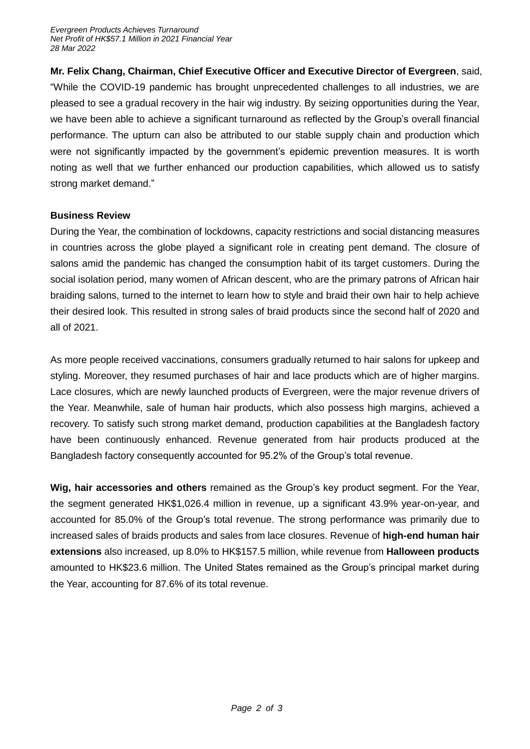**Mr. Felix Chang, Chairman, Chief Executive Officer and Executive Director of Evergreen**, said, "While the COVID-19 pandemic has brought unprecedented challenges to all industries, we are pleased to see a gradual recovery in the hair wig industry. By seizing opportunities during the Year, we have been able to achieve a significant turnaround as reflected by the Group's overall financial performance. The upturn can also be attributed to our stable supply chain and production which were not significantly impacted by the government's epidemic prevention measures. It is worth noting as well that we further enhanced our production capabilities, which allowed us to satisfy strong market demand."

**Business Review**

During the Year, the combination of lockdowns, capacity restrictions and social distancing measures in countries across the globe played a significant role in creating pent demand. The closure of salons amid the pandemic has changed the consumption habit of its target customers. During the social isolation period, many women of African descent, who are the primary patrons of African hair braiding salons, turned to the internet to learn how to style and braid their own hair to help achieve their desired look. This resulted in strong sales of braid products since the second half of 2020 and all of 2021.

As more people received vaccinations, consumers gradually returned to hair salons for upkeep and styling. Moreover, they resumed purchases of hair and lace products which are of higher margins. Lace closures, which are newly launched products of Evergreen, were the major revenue drivers of the Year. Meanwhile, sale of human hair products, which also possess high margins, achieved a recovery. To satisfy such strong market demand, production capabilities at the Bangladesh factory have been continuously enhanced. Revenue generated from hair products produced at the Bangladesh factory consequently accounted for 95.2% of the Group's total revenue.

**Wig, hair accessories and others** remained as the Group's key product segment. For the Year, the segment generated HK$1,026.4 million in revenue, up a significant 43.9% year-on-year, and accounted for 85.0% of the Group's total revenue. The strong performance was primarily due to increased sales of braids products and sales from lace closures. Revenue of **high-end human hair extensions** also increased, up 8.0% to HK$157.5 million, while revenue from **Halloween products** amounted to HK$23.6 million. The United States remained as the Group's principal market during the Year, accounting for 87.6% of its total revenue.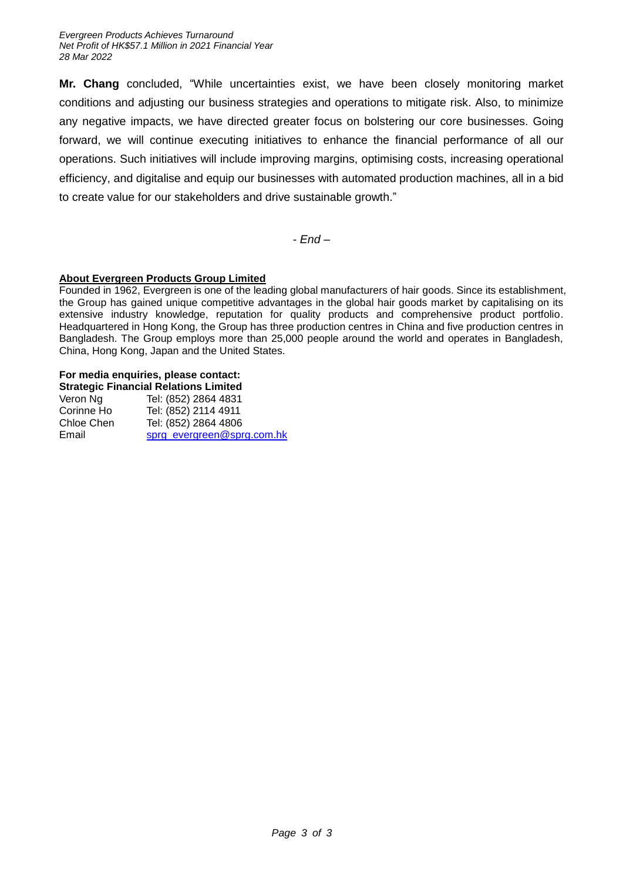**Mr. Chang** concluded, "While uncertainties exist, we have been closely monitoring market conditions and adjusting our business strategies and operations to mitigate risk. Also, to minimize any negative impacts, we have directed greater focus on bolstering our core businesses. Going forward, we will continue executing initiatives to enhance the financial performance of all our operations. Such initiatives will include improving margins, optimising costs, increasing operational efficiency, and digitalise and equip our businesses with automated production machines, all in a bid to create value for our stakeholders and drive sustainable growth."

*- End –*

**About Evergreen Products Group Limited**

Founded in 1962, Evergreen is one of the leading global manufacturers of hair goods. Since its establishment, the Group has gained unique competitive advantages in the global hair goods market by capitalising on its extensive industry knowledge, reputation for quality products and comprehensive product portfolio. Headquartered in Hong Kong, the Group has three production centres in China and five production centres in Bangladesh. The Group employs more than 25,000 people around the world and operates in Bangladesh, China, Hong Kong, Japan and the United States.

**For media enquiries, please contact:**
**Strategic Financial Relations Limited**

| | |
|---|---|
| Veron Ng | Tel: (852) 2864 4831 |
| Corinne Ho | Tel: (852) 2114 4911 |
| Chloe Chen | Tel: (852) 2864 4806 |
| Email | sprg_evergreen@sprg.com.hk |